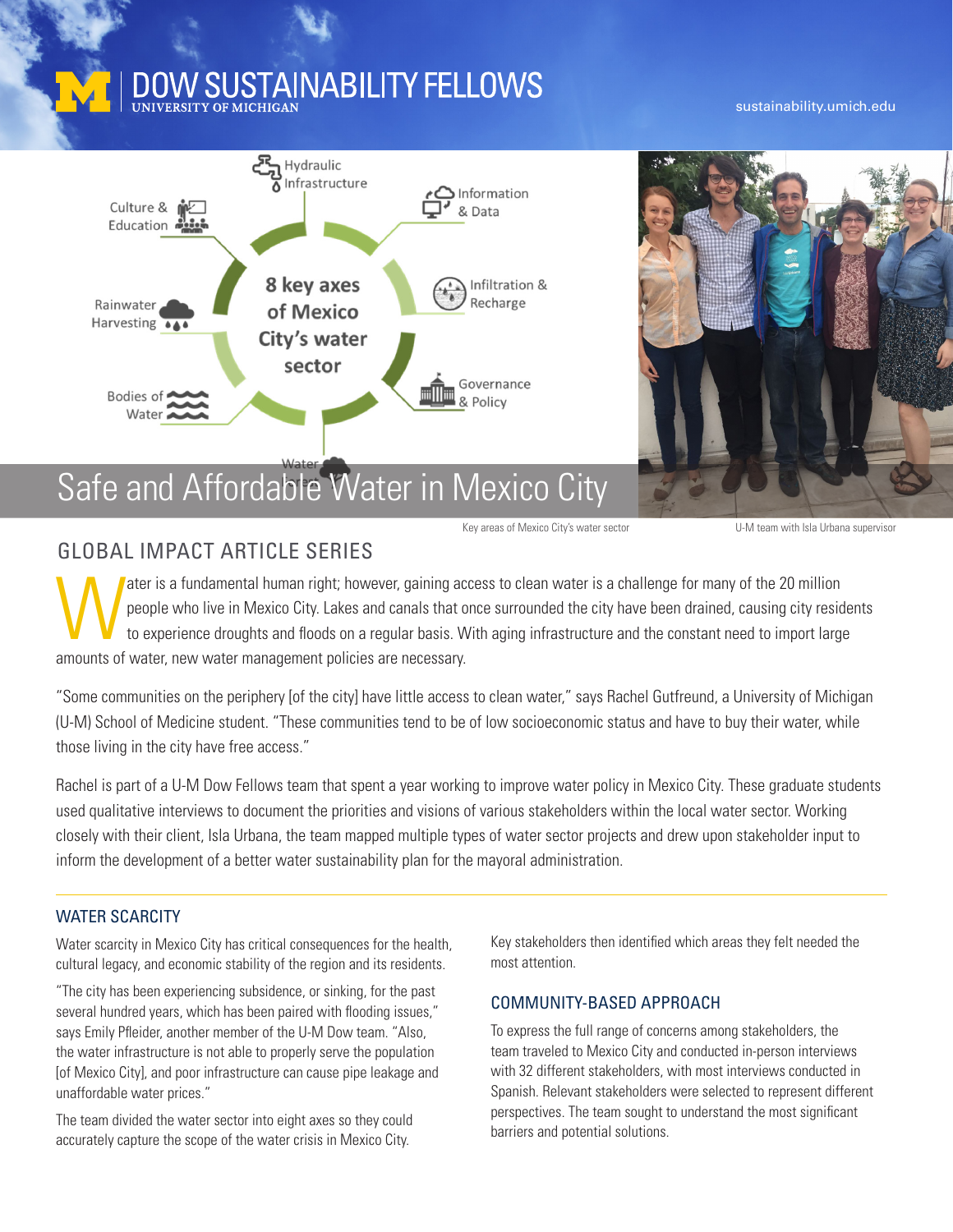# Safe and Affordable Water in Mexico City

Key areas of Mexico City's water sector

U-M team with Isla Urbana supervisor

## GLOBAL IMPACT ARTICLE SERIES

Water is a fundamental human right; however, gaining access to clean water is a challenge for many of the 20 million people who live in Mexico City. Lakes and canals that once surrounded the city have been drained, causing city residents to experience droughts and floods on a regular basis. With aging infrastructure and the constant need to import large amounts of water, new water management policies are necessary.

"Some communities on the periphery [of the city] have little access to clean water," says Rachel Gutfreund, a University of Michigan (U-M) School of Medicine student. "These communities tend to be of low socioeconomic status and have to buy their water, while those living in the city have free access."

Rachel is part of a U-M Dow Fellows team that spent a year working to improve water policy in Mexico City. These graduate students used qualitative interviews to document the priorities and visions of various stakeholders within the local water sector. Working closely with their client, Isla Urbana, the team mapped multiple types of water sector projects and drew upon stakeholder input to inform the development of a better water sustainability plan for the mayoral administration.

### WATER SCARCITY

Water scarcity in Mexico City has critical consequences for the health, cultural legacy, and economic stability of the region and its residents.

"The city has been experiencing subsidence, or sinking, for the past several hundred years, which has been paired with flooding issues," says Emily Pfleider, another member of the U-M Dow team. "Also, the water infrastructure is not able to properly serve the population [of Mexico City], and poor infrastructure can cause pipe leakage and unaffordable water prices."

The team divided the water sector into eight axes so they could accurately capture the scope of the water crisis in Mexico City. Key stakeholders then identified which areas they felt needed the most attention.

### COMMUNITY-BASED APPROACH

To express the full range of concerns among stakeholders, the team traveled to Mexico City and conducted in-person interviews with 32 different stakeholders, with most interviews conducted in Spanish. Relevant stakeholders were selected to represent different perspectives. The team sought to understand the most significant barriers and potential solutions.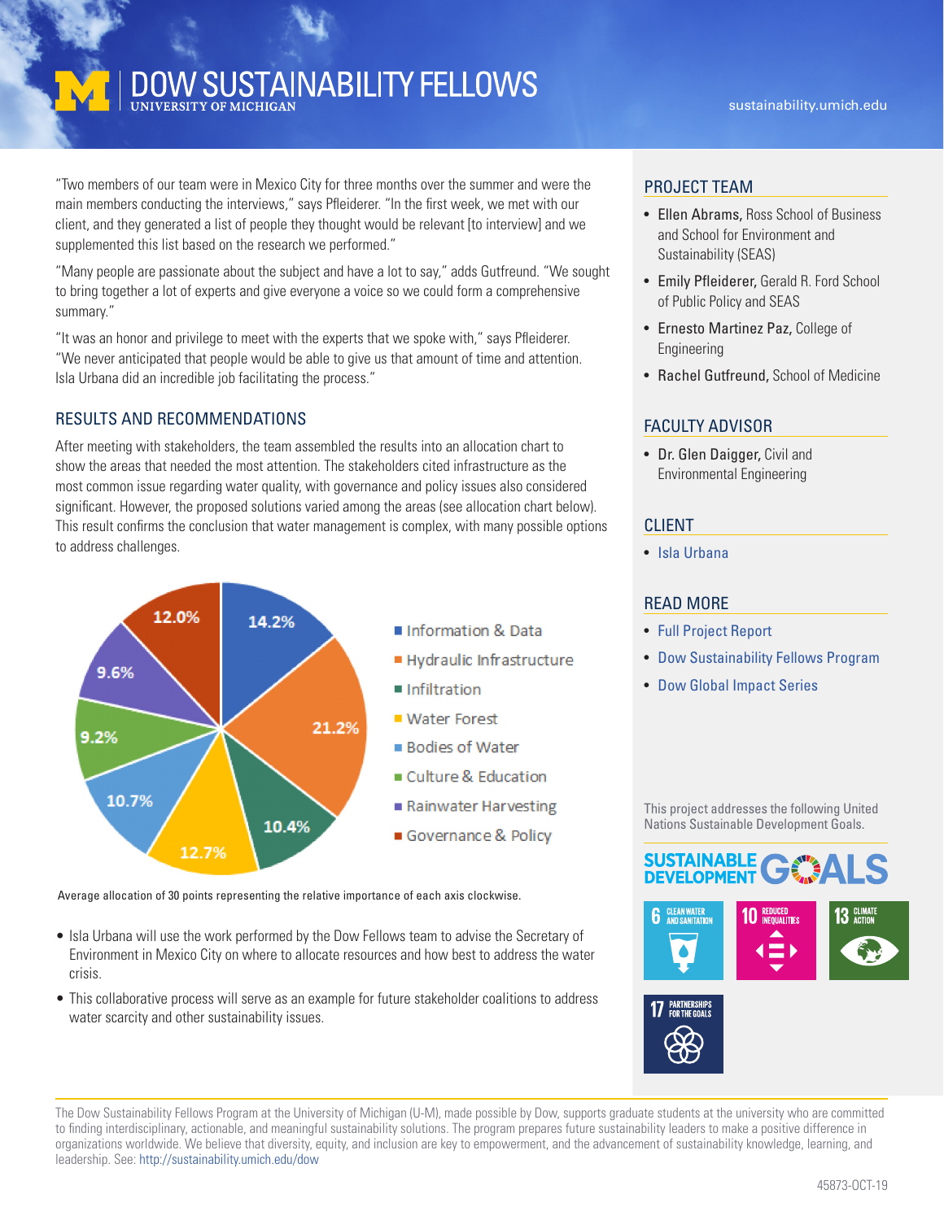# DOW SUSTAINABILITY FELLOWS

UNIVERSITY OF MICHIGAN

sustainability.umich.edu

"Two members of our team were in Mexico City for three months over the summer and were the main members conducting the interviews," says Pfleiderer. "In the first week, we met with our client, and they generated a list of people they thought would be relevant [to interview] and we supplemented this list based on the research we performed."

"Many people are passionate about the subject and have a lot to say," adds Gutfreund. "We sought to bring together a lot of experts and give everyone a voice so we could form a comprehensive summary."

"It was an honor and privilege to meet with the experts that we spoke with," says Pfleiderer. "We never anticipated that people would be able to give us that amount of time and attention. Isla Urbana did an incredible job facilitating the process."

## RESULTS AND RECOMMENDATIONS

After meeting with stakeholders, the team assembled the results into an allocation chart to show the areas that needed the most attention. The stakeholders cited infrastructure as the most common issue regarding water quality, with governance and policy issues also considered significant. However, the proposed solutions varied among the areas (see allocation chart below). This result confirms the conclusion that water management is complex, with many possible options to address challenges.

14.2%
21.2%
10.4%
12.7%
10.7%
9.2%
9.6%
12.0%

Information & Data
Hydraulic Infrastructure
Infiltration
Water Forest
Bodies of Water
Culture & Education
Rainwater Harvesting
Governance & Policy

Average allocation of 30 points representing the relative importance of each axis clockwise.

- Isla Urbana will use the work performed by the Dow Fellows team to advise the Secretary of Environment in Mexico City on where to allocate resources and how best to address the water crisis.
- This collaborative process will serve as an example for future stakeholder coalitions to address water scarcity and other sustainability issues.

## PROJECT TEAM

- **Ellen Abrams,** Ross School of Business and School for Environment and Sustainability (SEAS)
- **Emily Pfleiderer,** Gerald R. Ford School of Public Policy and SEAS
- **Ernesto Martinez Paz,** College of Engineering
- **Rachel Gutfreund,** School of Medicine

## FACULTY ADVISOR

- **Dr. Glen Daigger,** Civil and Environmental Engineering

## CLIENT

- Isla Urbana

## READ MORE

- Full Project Report
- Dow Sustainability Fellows Program
- Dow Global Impact Series

This project addresses the following United Nations Sustainable Development Goals.

SUSTAINABLE DEVELOPMENT GOALS

6 CLEAN WATER AND SANITATION
10 REDUCED INEQUALITIES
13 CLIMATE ACTION
17 PARTNERSHIPS FOR THE GOALS

The Dow Sustainability Fellows Program at the University of Michigan (U-M), made possible by Dow, supports graduate students at the university who are committed to finding interdisciplinary, actionable, and meaningful sustainability solutions. The program prepares future sustainability leaders to make a positive difference in organizations worldwide. We believe that diversity, equity, and inclusion are key to empowerment, and the advancement of sustainability knowledge, learning, and leadership. See: http://sustainability.umich.edu/dow

45873-OCT-19